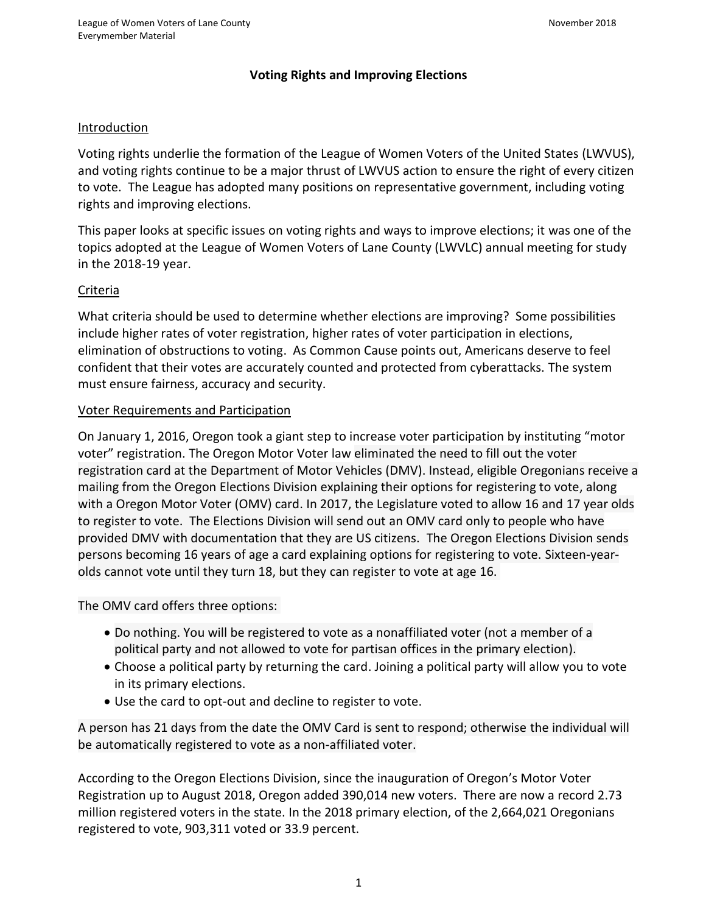# Voting Rights and Improving Elections

## Introduction

Voting rights underlie the formation of the League of Women Voters of the United States (LWVUS), and voting rights continue to be a major thrust of LWVUS action to ensure the right of every citizen to vote. The League has adopted many positions on representative government, including voting rights and improving elections.

This paper looks at specific issues on voting rights and ways to improve elections; it was one of the topics adopted at the League of Women Voters of Lane County (LWVLC) annual meeting for study in the 2018-19 year.

## Criteria

What criteria should be used to determine whether elections are improving? Some possibilities include higher rates of voter registration, higher rates of voter participation in elections, elimination of obstructions to voting. As Common Cause points out, Americans deserve to feel confident that their votes are accurately counted and protected from cyberattacks. The system must ensure fairness, accuracy and security.

## Voter Requirements and Participation

On January 1, 2016, Oregon took a giant step to increase voter participation by instituting "motor voter" registration. The Oregon Motor Voter law eliminated the need to fill out the voter registration card at the Department of Motor Vehicles (DMV). Instead, eligible Oregonians receive a mailing from the Oregon Elections Division explaining their options for registering to vote, along with a Oregon Motor Voter (OMV) card. In 2017, the Legislature voted to allow 16 and 17 year olds to register to vote. The Elections Division will send out an OMV card only to people who have provided DMV with documentation that they are US citizens. The Oregon Elections Division sends persons becoming 16 years of age a card explaining options for registering to vote. Sixteen-year-olds cannot vote until they turn 18, but they can register to vote at age 16.

The OMV card offers three options:

- Do nothing. You will be registered to vote as a nonaffiliated voter (not a member of a political party and not allowed to vote for partisan offices in the primary election).
- Choose a political party by returning the card. Joining a political party will allow you to vote in its primary elections.
- Use the card to opt-out and decline to register to vote.

A person has 21 days from the date the OMV Card is sent to respond; otherwise the individual will be automatically registered to vote as a non-affiliated voter.

According to the Oregon Elections Division, since the inauguration of Oregon's Motor Voter Registration up to August 2018, Oregon added 390,014 new voters. There are now a record 2.73 million registered voters in the state. In the 2018 primary election, of the 2,664,021 Oregonians registered to vote, 903,311 voted or 33.9 percent.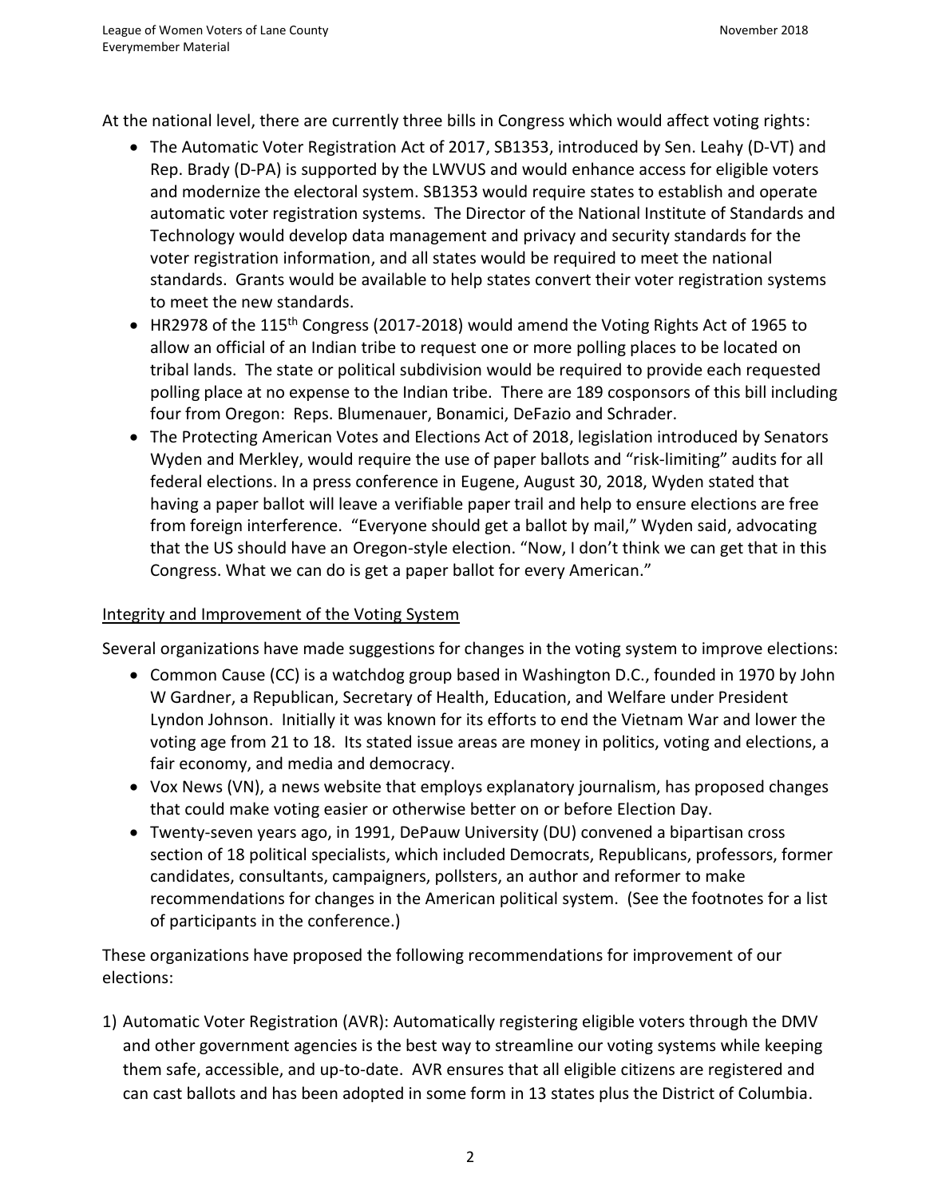At the national level, there are currently three bills in Congress which would affect voting rights:

- The Automatic Voter Registration Act of 2017, SB1353, introduced by Sen. Leahy (D-VT) and Rep. Brady (D-PA) is supported by the LWVUS and would enhance access for eligible voters and modernize the electoral system. SB1353 would require states to establish and operate automatic voter registration systems. The Director of the National Institute of Standards and Technology would develop data management and privacy and security standards for the voter registration information, and all states would be required to meet the national standards. Grants would be available to help states convert their voter registration systems to meet the new standards.
- HR2978 of the 115th Congress (2017-2018) would amend the Voting Rights Act of 1965 to allow an official of an Indian tribe to request one or more polling places to be located on tribal lands. The state or political subdivision would be required to provide each requested polling place at no expense to the Indian tribe. There are 189 cosponsors of this bill including four from Oregon: Reps. Blumenauer, Bonamici, DeFazio and Schrader.
- The Protecting American Votes and Elections Act of 2018, legislation introduced by Senators Wyden and Merkley, would require the use of paper ballots and "risk-limiting" audits for all federal elections. In a press conference in Eugene, August 30, 2018, Wyden stated that having a paper ballot will leave a verifiable paper trail and help to ensure elections are free from foreign interference. "Everyone should get a ballot by mail," Wyden said, advocating that the US should have an Oregon-style election. "Now, I don't think we can get that in this Congress. What we can do is get a paper ballot for every American."

## Integrity and Improvement of the Voting System

Several organizations have made suggestions for changes in the voting system to improve elections:

- Common Cause (CC) is a watchdog group based in Washington D.C., founded in 1970 by John W Gardner, a Republican, Secretary of Health, Education, and Welfare under President Lyndon Johnson. Initially it was known for its efforts to end the Vietnam War and lower the voting age from 21 to 18. Its stated issue areas are money in politics, voting and elections, a fair economy, and media and democracy.
- Vox News (VN), a news website that employs explanatory journalism, has proposed changes that could make voting easier or otherwise better on or before Election Day.
- Twenty-seven years ago, in 1991, DePauw University (DU) convened a bipartisan cross section of 18 political specialists, which included Democrats, Republicans, professors, former candidates, consultants, campaigners, pollsters, an author and reformer to make recommendations for changes in the American political system. (See the footnotes for a list of participants in the conference.)

These organizations have proposed the following recommendations for improvement of our elections:

1) Automatic Voter Registration (AVR): Automatically registering eligible voters through the DMV and other government agencies is the best way to streamline our voting systems while keeping them safe, accessible, and up-to-date. AVR ensures that all eligible citizens are registered and can cast ballots and has been adopted in some form in 13 states plus the District of Columbia.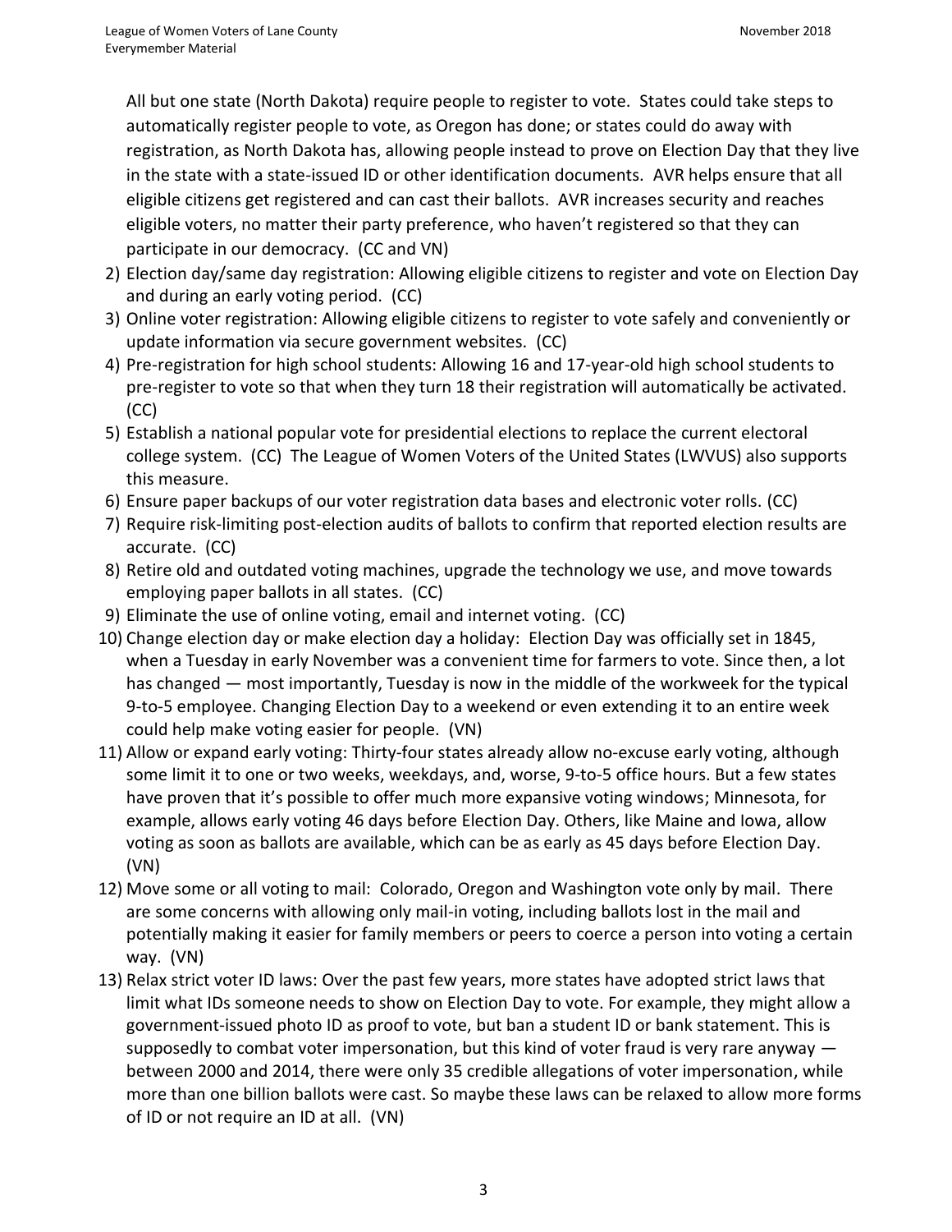All but one state (North Dakota) require people to register to vote. States could take steps to automatically register people to vote, as Oregon has done; or states could do away with registration, as North Dakota has, allowing people instead to prove on Election Day that they live in the state with a state-issued ID or other identification documents. AVR helps ensure that all eligible citizens get registered and can cast their ballots. AVR increases security and reaches eligible voters, no matter their party preference, who haven't registered so that they can participate in our democracy. (CC and VN)

2) Election day/same day registration: Allowing eligible citizens to register and vote on Election Day and during an early voting period. (CC)
3) Online voter registration: Allowing eligible citizens to register to vote safely and conveniently or update information via secure government websites. (CC)
4) Pre-registration for high school students: Allowing 16 and 17-year-old high school students to pre-register to vote so that when they turn 18 their registration will automatically be activated. (CC)
5) Establish a national popular vote for presidential elections to replace the current electoral college system. (CC) The League of Women Voters of the United States (LWVUS) also supports this measure.
6) Ensure paper backups of our voter registration data bases and electronic voter rolls. (CC)
7) Require risk-limiting post-election audits of ballots to confirm that reported election results are accurate. (CC)
8) Retire old and outdated voting machines, upgrade the technology we use, and move towards employing paper ballots in all states. (CC)
9) Eliminate the use of online voting, email and internet voting. (CC)
10) Change election day or make election day a holiday: Election Day was officially set in 1845, when a Tuesday in early November was a convenient time for farmers to vote. Since then, a lot has changed — most importantly, Tuesday is now in the middle of the workweek for the typical 9-to-5 employee. Changing Election Day to a weekend or even extending it to an entire week could help make voting easier for people. (VN)
11) Allow or expand early voting: Thirty-four states already allow no-excuse early voting, although some limit it to one or two weeks, weekdays, and, worse, 9-to-5 office hours. But a few states have proven that it's possible to offer much more expansive voting windows; Minnesota, for example, allows early voting 46 days before Election Day. Others, like Maine and Iowa, allow voting as soon as ballots are available, which can be as early as 45 days before Election Day. (VN)
12) Move some or all voting to mail: Colorado, Oregon and Washington vote only by mail. There are some concerns with allowing only mail-in voting, including ballots lost in the mail and potentially making it easier for family members or peers to coerce a person into voting a certain way. (VN)
13) Relax strict voter ID laws: Over the past few years, more states have adopted strict laws that limit what IDs someone needs to show on Election Day to vote. For example, they might allow a government-issued photo ID as proof to vote, but ban a student ID or bank statement. This is supposedly to combat voter impersonation, but this kind of voter fraud is very rare anyway — between 2000 and 2014, there were only 35 credible allegations of voter impersonation, while more than one billion ballots were cast. So maybe these laws can be relaxed to allow more forms of ID or not require an ID at all. (VN)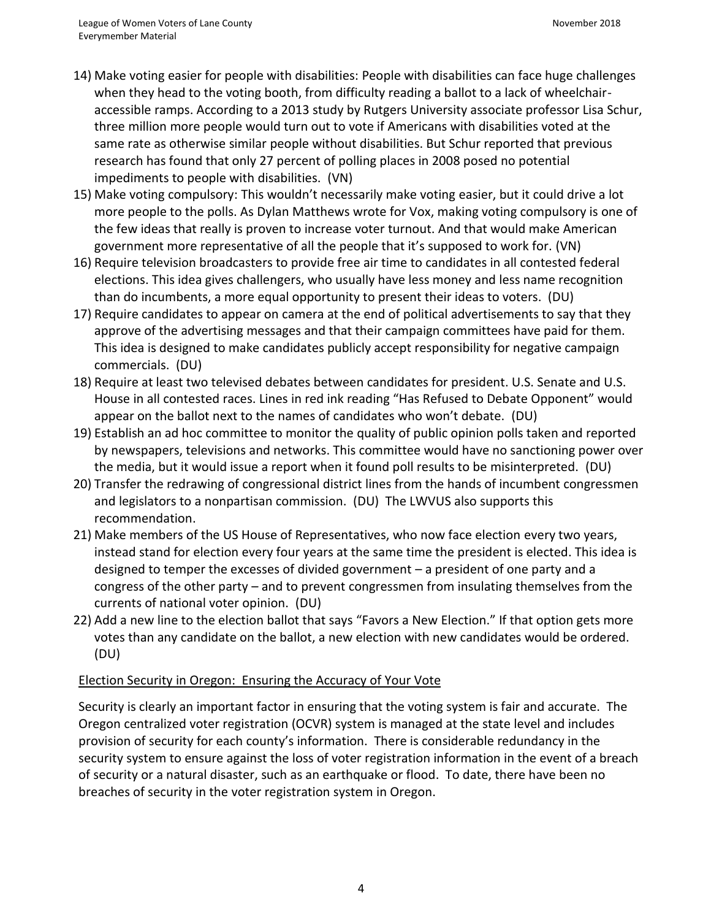14) Make voting easier for people with disabilities: People with disabilities can face huge challenges when they head to the voting booth, from difficulty reading a ballot to a lack of wheelchair-accessible ramps. According to a 2013 study by Rutgers University associate professor Lisa Schur, three million more people would turn out to vote if Americans with disabilities voted at the same rate as otherwise similar people without disabilities. But Schur reported that previous research has found that only 27 percent of polling places in 2008 posed no potential impediments to people with disabilities. (VN)
15) Make voting compulsory: This wouldn't necessarily make voting easier, but it could drive a lot more people to the polls. As Dylan Matthews wrote for Vox, making voting compulsory is one of the few ideas that really is proven to increase voter turnout. And that would make American government more representative of all the people that it's supposed to work for. (VN)
16) Require television broadcasters to provide free air time to candidates in all contested federal elections. This idea gives challengers, who usually have less money and less name recognition than do incumbents, a more equal opportunity to present their ideas to voters. (DU)
17) Require candidates to appear on camera at the end of political advertisements to say that they approve of the advertising messages and that their campaign committees have paid for them. This idea is designed to make candidates publicly accept responsibility for negative campaign commercials. (DU)
18) Require at least two televised debates between candidates for president. U.S. Senate and U.S. House in all contested races. Lines in red ink reading "Has Refused to Debate Opponent" would appear on the ballot next to the names of candidates who won't debate. (DU)
19) Establish an ad hoc committee to monitor the quality of public opinion polls taken and reported by newspapers, televisions and networks. This committee would have no sanctioning power over the media, but it would issue a report when it found poll results to be misinterpreted. (DU)
20) Transfer the redrawing of congressional district lines from the hands of incumbent congressmen and legislators to a nonpartisan commission. (DU) The LWVUS also supports this recommendation.
21) Make members of the US House of Representatives, who now face election every two years, instead stand for election every four years at the same time the president is elected. This idea is designed to temper the excesses of divided government – a president of one party and a congress of the other party – and to prevent congressmen from insulating themselves from the currents of national voter opinion. (DU)
22) Add a new line to the election ballot that says "Favors a New Election." If that option gets more votes than any candidate on the ballot, a new election with new candidates would be ordered. (DU)

Election Security in Oregon: Ensuring the Accuracy of Your Vote

Security is clearly an important factor in ensuring that the voting system is fair and accurate. The Oregon centralized voter registration (OCVR) system is managed at the state level and includes provision of security for each county's information. There is considerable redundancy in the security system to ensure against the loss of voter registration information in the event of a breach of security or a natural disaster, such as an earthquake or flood. To date, there have been no breaches of security in the voter registration system in Oregon.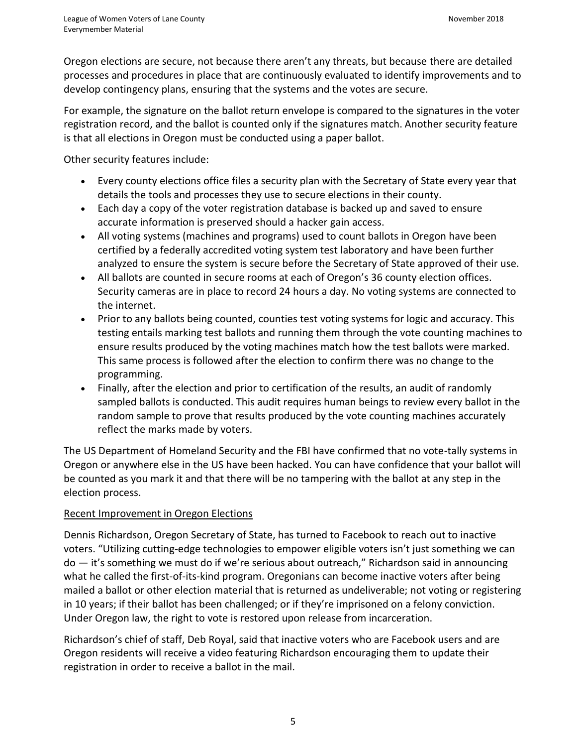Oregon elections are secure, not because there aren't any threats, but because there are detailed processes and procedures in place that are continuously evaluated to identify improvements and to develop contingency plans, ensuring that the systems and the votes are secure.

For example, the signature on the ballot return envelope is compared to the signatures in the voter registration record, and the ballot is counted only if the signatures match. Another security feature is that all elections in Oregon must be conducted using a paper ballot.

Other security features include:

- Every county elections office files a security plan with the Secretary of State every year that details the tools and processes they use to secure elections in their county.
- Each day a copy of the voter registration database is backed up and saved to ensure accurate information is preserved should a hacker gain access.
- All voting systems (machines and programs) used to count ballots in Oregon have been certified by a federally accredited voting system test laboratory and have been further analyzed to ensure the system is secure before the Secretary of State approved of their use.
- All ballots are counted in secure rooms at each of Oregon's 36 county election offices. Security cameras are in place to record 24 hours a day. No voting systems are connected to the internet.
- Prior to any ballots being counted, counties test voting systems for logic and accuracy. This testing entails marking test ballots and running them through the vote counting machines to ensure results produced by the voting machines match how the test ballots were marked. This same process is followed after the election to confirm there was no change to the programming.
- Finally, after the election and prior to certification of the results, an audit of randomly sampled ballots is conducted. This audit requires human beings to review every ballot in the random sample to prove that results produced by the vote counting machines accurately reflect the marks made by voters.

The US Department of Homeland Security and the FBI have confirmed that no vote-tally systems in Oregon or anywhere else in the US have been hacked. You can have confidence that your ballot will be counted as you mark it and that there will be no tampering with the ballot at any step in the election process.

## Recent Improvement in Oregon Elections

Dennis Richardson, Oregon Secretary of State, has turned to Facebook to reach out to inactive voters. "Utilizing cutting-edge technologies to empower eligible voters isn't just something we can do — it's something we must do if we're serious about outreach," Richardson said in announcing what he called the first-of-its-kind program. Oregonians can become inactive voters after being mailed a ballot or other election material that is returned as undeliverable; not voting or registering in 10 years; if their ballot has been challenged; or if they're imprisoned on a felony conviction. Under Oregon law, the right to vote is restored upon release from incarceration.

Richardson's chief of staff, Deb Royal, said that inactive voters who are Facebook users and are Oregon residents will receive a video featuring Richardson encouraging them to update their registration in order to receive a ballot in the mail.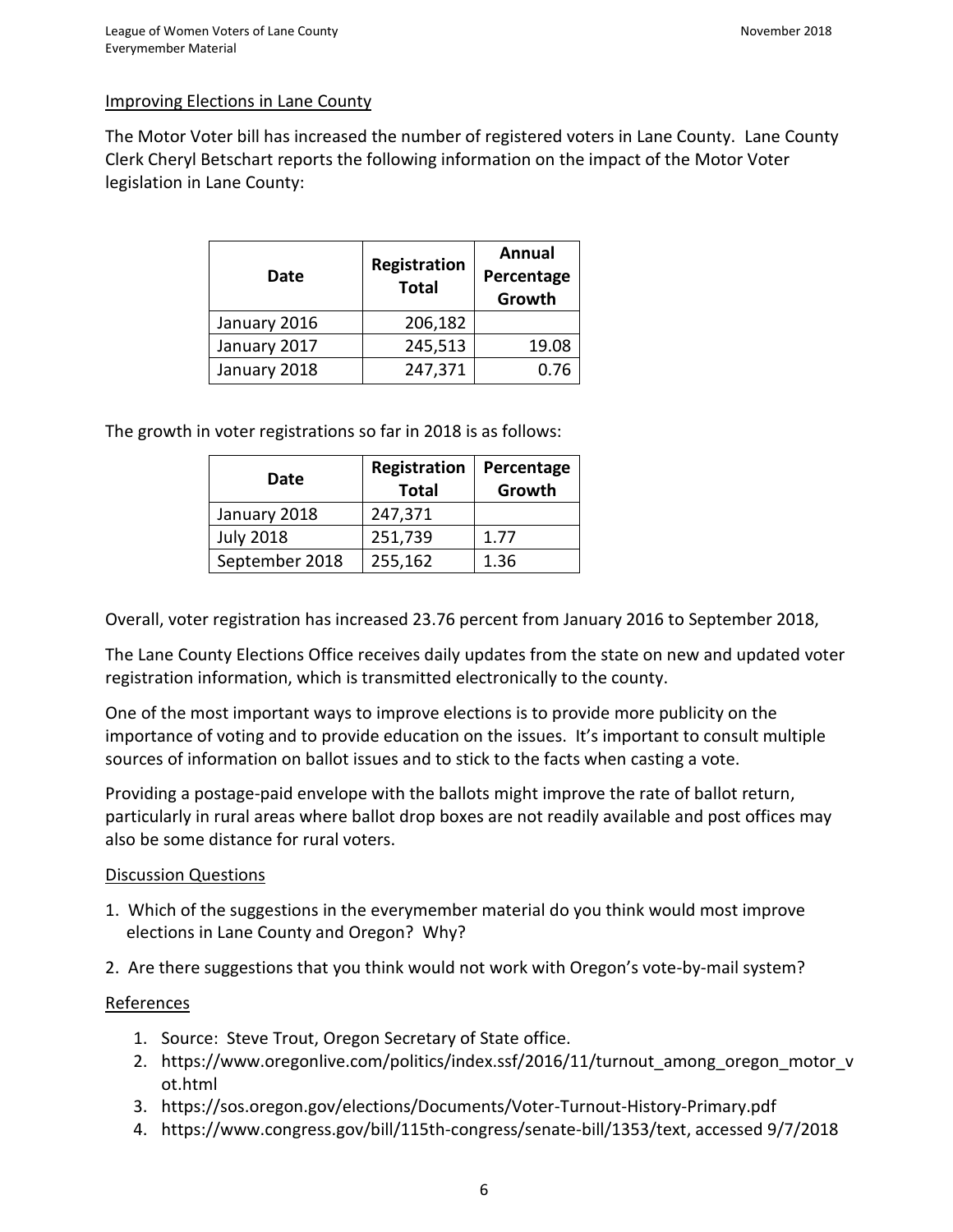Improving Elections in Lane County

The Motor Voter bill has increased the number of registered voters in Lane County. Lane County Clerk Cheryl Betschart reports the following information on the impact of the Motor Voter legislation in Lane County:

| Date | Registration Total | Annual Percentage Growth |
|---|---|---|
| January 2016 | 206,182 | |
| January 2017 | 245,513 | 19.08 |
| January 2018 | 247,371 | 0.76 |

The growth in voter registrations so far in 2018 is as follows:

| Date | Registration Total | Percentage Growth |
|---|---|---|
| January 2018 | 247,371 | |
| July 2018 | 251,739 | 1.77 |
| September 2018 | 255,162 | 1.36 |

Overall, voter registration has increased 23.76 percent from January 2016 to September 2018,

The Lane County Elections Office receives daily updates from the state on new and updated voter registration information, which is transmitted electronically to the county.

One of the most important ways to improve elections is to provide more publicity on the importance of voting and to provide education on the issues. It's important to consult multiple sources of information on ballot issues and to stick to the facts when casting a vote.

Providing a postage-paid envelope with the ballots might improve the rate of ballot return, particularly in rural areas where ballot drop boxes are not readily available and post offices may also be some distance for rural voters.

Discussion Questions

1. Which of the suggestions in the everymember material do you think would most improve elections in Lane County and Oregon? Why?
2. Are there suggestions that you think would not work with Oregon's vote-by-mail system?

References

1. Source: Steve Trout, Oregon Secretary of State office.
2. https://www.oregonlive.com/politics/index.ssf/2016/11/turnout_among_oregon_motor_vot.html
3. https://sos.oregon.gov/elections/Documents/Voter-Turnout-History-Primary.pdf
4. https://www.congress.gov/bill/115th-congress/senate-bill/1353/text, accessed 9/7/2018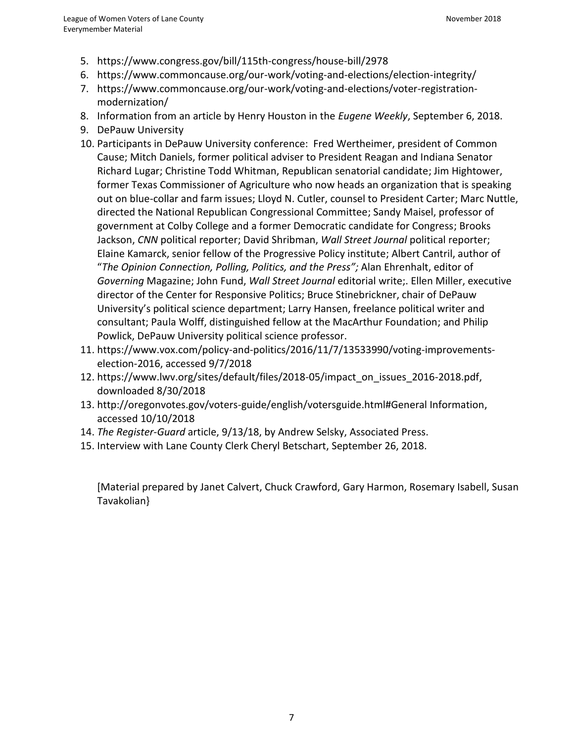5. https://www.congress.gov/bill/115th-congress/house-bill/2978
6. https://www.commoncause.org/our-work/voting-and-elections/election-integrity/
7. https://www.commoncause.org/our-work/voting-and-elections/voter-registration-modernization/
8. Information from an article by Henry Houston in the *Eugene Weekly*, September 6, 2018.
9. DePauw University
10. Participants in DePauw University conference: Fred Wertheimer, president of Common Cause; Mitch Daniels, former political adviser to President Reagan and Indiana Senator Richard Lugar; Christine Todd Whitman, Republican senatorial candidate; Jim Hightower, former Texas Commissioner of Agriculture who now heads an organization that is speaking out on blue-collar and farm issues; Lloyd N. Cutler, counsel to President Carter; Marc Nuttle, directed the National Republican Congressional Committee; Sandy Maisel, professor of government at Colby College and a former Democratic candidate for Congress; Brooks Jackson, *CNN* political reporter; David Shribman, *Wall Street Journal* political reporter; Elaine Kamarck, senior fellow of the Progressive Policy institute; Albert Cantril, author of "*The Opinion Connection, Polling, Politics, and the Press";* Alan Ehrenhalt, editor of *Governing* Magazine; John Fund, *Wall Street Journal* editorial write;. Ellen Miller, executive director of the Center for Responsive Politics; Bruce Stinebrickner, chair of DePauw University's political science department; Larry Hansen, freelance political writer and consultant; Paula Wolff, distinguished fellow at the MacArthur Foundation; and Philip Powlick, DePauw University political science professor.
11. https://www.vox.com/policy-and-politics/2016/11/7/13533990/voting-improvements-election-2016, accessed 9/7/2018
12. https://www.lwv.org/sites/default/files/2018-05/impact_on_issues_2016-2018.pdf, downloaded 8/30/2018
13. http://oregonvotes.gov/voters-guide/english/votersguide.html#General Information, accessed 10/10/2018
14. *The Register-Guard* article, 9/13/18, by Andrew Selsky, Associated Press.
15. Interview with Lane County Clerk Cheryl Betschart, September 26, 2018.

[Material prepared by Janet Calvert, Chuck Crawford, Gary Harmon, Rosemary Isabell, Susan Tavakolian}